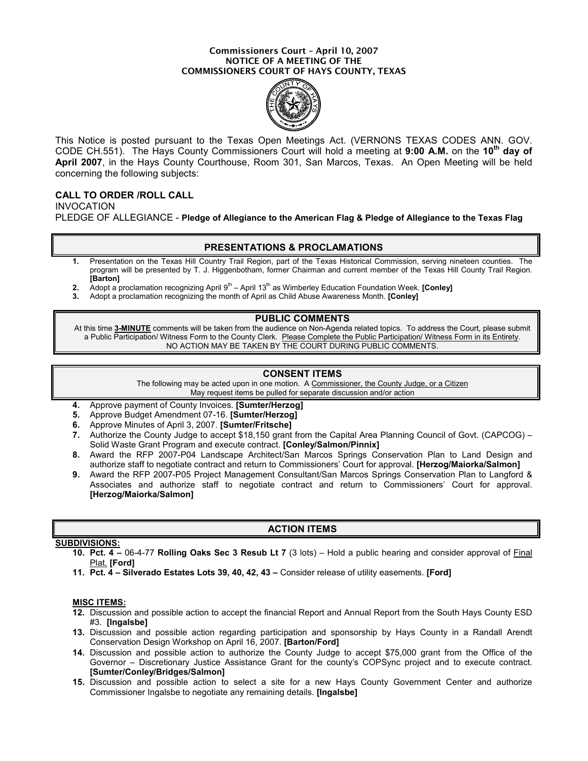**Commissioners Court – April 10, 2007**
**NOTICE OF A MEETING OF THE**
**COMMISSIONERS COURT OF HAYS COUNTY, TEXAS**

This Notice is posted pursuant to the Texas Open Meetings Act. (VERNONS TEXAS CODES ANN. GOV. CODE CH.551). The Hays County Commissioners Court will hold a meeting at **9:00 A.M.** on the **10th day of April 2007**, in the Hays County Courthouse, Room 301, San Marcos, Texas. An Open Meeting will be held concerning the following subjects:

**CALL TO ORDER /ROLL CALL**

INVOCATION

PLEDGE OF ALLEGIANCE - **Pledge of Allegiance to the American Flag & Pledge of Allegiance to the Texas Flag**

## PRESENTATIONS & PROCLAMATIONS

1. Presentation on the Texas Hill Country Trail Region, part of the Texas Historical Commission, serving nineteen counties. The program will be presented by T. J. Higgenbotham, former Chairman and current member of the Texas Hill County Trail Region. **[Barton]**
2. Adopt a proclamation recognizing April 9th – April 13th as Wimberley Education Foundation Week. **[Conley]**
3. Adopt a proclamation recognizing the month of April as Child Abuse Awareness Month. **[Conley]**

## PUBLIC COMMENTS

At this time **3-MINUTE** comments will be taken from the audience on Non-Agenda related topics. To address the Court, please submit a Public Participation/ Witness Form to the County Clerk. Please Complete the Public Participation/ Witness Form in its Entirety. NO ACTION MAY BE TAKEN BY THE COURT DURING PUBLIC COMMENTS.

## CONSENT ITEMS

The following may be acted upon in one motion. A Commissioner, the County Judge, or a Citizen May request items be pulled for separate discussion and/or action

4. Approve payment of County Invoices. **[Sumter/Herzog]**
5. Approve Budget Amendment 07-16. **[Sumter/Herzog]**
6. Approve Minutes of April 3, 2007. **[Sumter/Fritsche]**
7. Authorize the County Judge to accept $18,150 grant from the Capital Area Planning Council of Govt. (CAPCOG) – Solid Waste Grant Program and execute contract. **[Conley/Salmon/Pinnix]**
8. Award the RFP 2007-P04 Landscape Architect/San Marcos Springs Conservation Plan to Land Design and authorize staff to negotiate contract and return to Commissioners' Court for approval. **[Herzog/Maiorka/Salmon]**
9. Award the RFP 2007-P05 Project Management Consultant/San Marcos Springs Conservation Plan to Langford & Associates and authorize staff to negotiate contract and return to Commissioners' Court for approval. **[Herzog/Maiorka/Salmon]**

## ACTION ITEMS

**SUBDIVISIONS:**

10. **Pct. 4 –** 06-4-77 **Rolling Oaks Sec 3 Resub Lt 7** (3 lots) – Hold a public hearing and consider approval of Final Plat. **[Ford]**
11. **Pct. 4 – Silverado Estates Lots 39, 40, 42, 43 –** Consider release of utility easements. **[Ford]**

**MISC ITEMS:**

12. Discussion and possible action to accept the financial Report and Annual Report from the South Hays County ESD #3. **[Ingalsbe]**
13. Discussion and possible action regarding participation and sponsorship by Hays County in a Randall Arendt Conservation Design Workshop on April 16, 2007. **[Barton/Ford]**
14. Discussion and possible action to authorize the County Judge to accept $75,000 grant from the Office of the Governor – Discretionary Justice Assistance Grant for the county's COPSync project and to execute contract. **[Sumter/Conley/Bridges/Salmon]**
15. Discussion and possible action to select a site for a new Hays County Government Center and authorize Commissioner Ingalsbe to negotiate any remaining details. **[Ingalsbe]**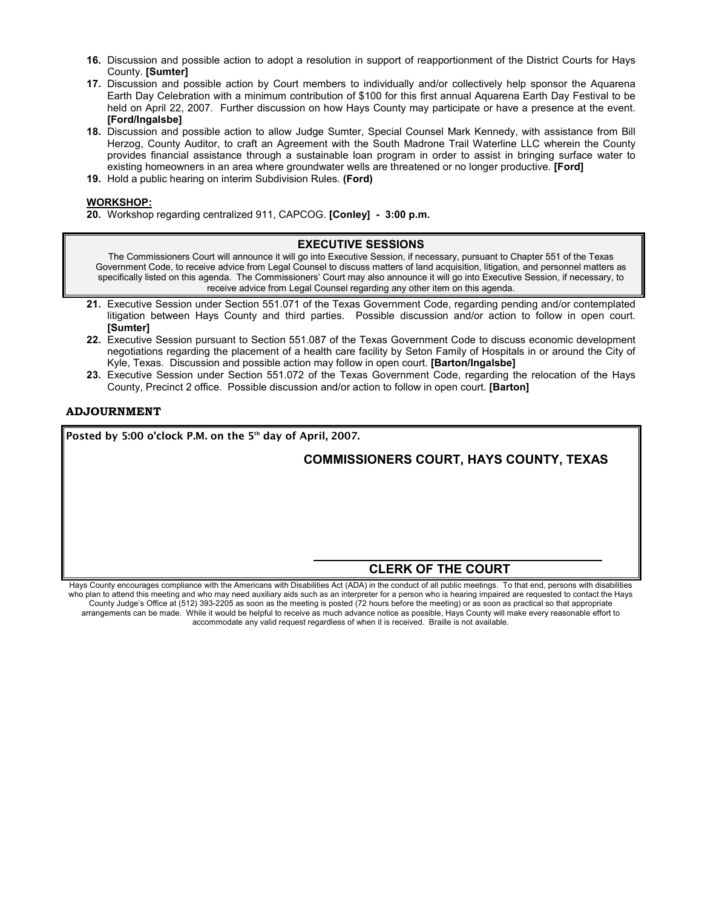16. **16.** Discussion and possible action to adopt a resolution in support of reapportionment of the District Courts for Hays County. **[Sumter]**
17. **17.** Discussion and possible action by Court members to individually and/or collectively help sponsor the Aquarena Earth Day Celebration with a minimum contribution of $100 for this first annual Aquarena Earth Day Festival to be held on April 22, 2007. Further discussion on how Hays County may participate or have a presence at the event. **[Ford/Ingalsbe]**
18. **18.** Discussion and possible action to allow Judge Sumter, Special Counsel Mark Kennedy, with assistance from Bill Herzog, County Auditor, to craft an Agreement with the South Madrone Trail Waterline LLC wherein the County provides financial assistance through a sustainable loan program in order to assist in bringing surface water to existing homeowners in an area where groundwater wells are threatened or no longer productive. **[Ford]**
19. **19.** Hold a public hearing on interim Subdivision Rules. **(Ford)**

**WORKSHOP:**

20. **20.** Workshop regarding centralized 911, CAPCOG. **[Conley] - 3:00 p.m.**

**EXECUTIVE SESSIONS**

The Commissioners Court will announce it will go into Executive Session, if necessary, pursuant to Chapter 551 of the Texas Government Code, to receive advice from Legal Counsel to discuss matters of land acquisition, litigation, and personnel matters as specifically listed on this agenda. The Commissioners' Court may also announce it will go into Executive Session, if necessary, to receive advice from Legal Counsel regarding any other item on this agenda.

21. **21.** Executive Session under Section 551.071 of the Texas Government Code, regarding pending and/or contemplated litigation between Hays County and third parties. Possible discussion and/or action to follow in open court. **[Sumter]**
22. **22.** Executive Session pursuant to Section 551.087 of the Texas Government Code to discuss economic development negotiations regarding the placement of a health care facility by Seton Family of Hospitals in or around the City of Kyle, Texas. Discussion and possible action may follow in open court. **[Barton/Ingalsbe]**
23. **23.** Executive Session under Section 551.072 of the Texas Government Code, regarding the relocation of the Hays County, Precinct 2 office. Possible discussion and/or action to follow in open court. **[Barton]**

**ADJOURNMENT**

**Posted by 5:00 o'clock P.M. on the 5th day of April, 2007.**

**COMMISSIONERS COURT, HAYS COUNTY, TEXAS**

______________________________

**CLERK OF THE COURT**

Hays County encourages compliance with the Americans with Disabilities Act (ADA) in the conduct of all public meetings. To that end, persons with disabilities who plan to attend this meeting and who may need auxiliary aids such as an interpreter for a person who is hearing impaired are requested to contact the Hays County Judge's Office at (512) 393-2205 as soon as the meeting is posted (72 hours before the meeting) or as soon as practical so that appropriate arrangements can be made. While it would be helpful to receive as much advance notice as possible, Hays County will make every reasonable effort to accommodate any valid request regardless of when it is received. Braille is not available.